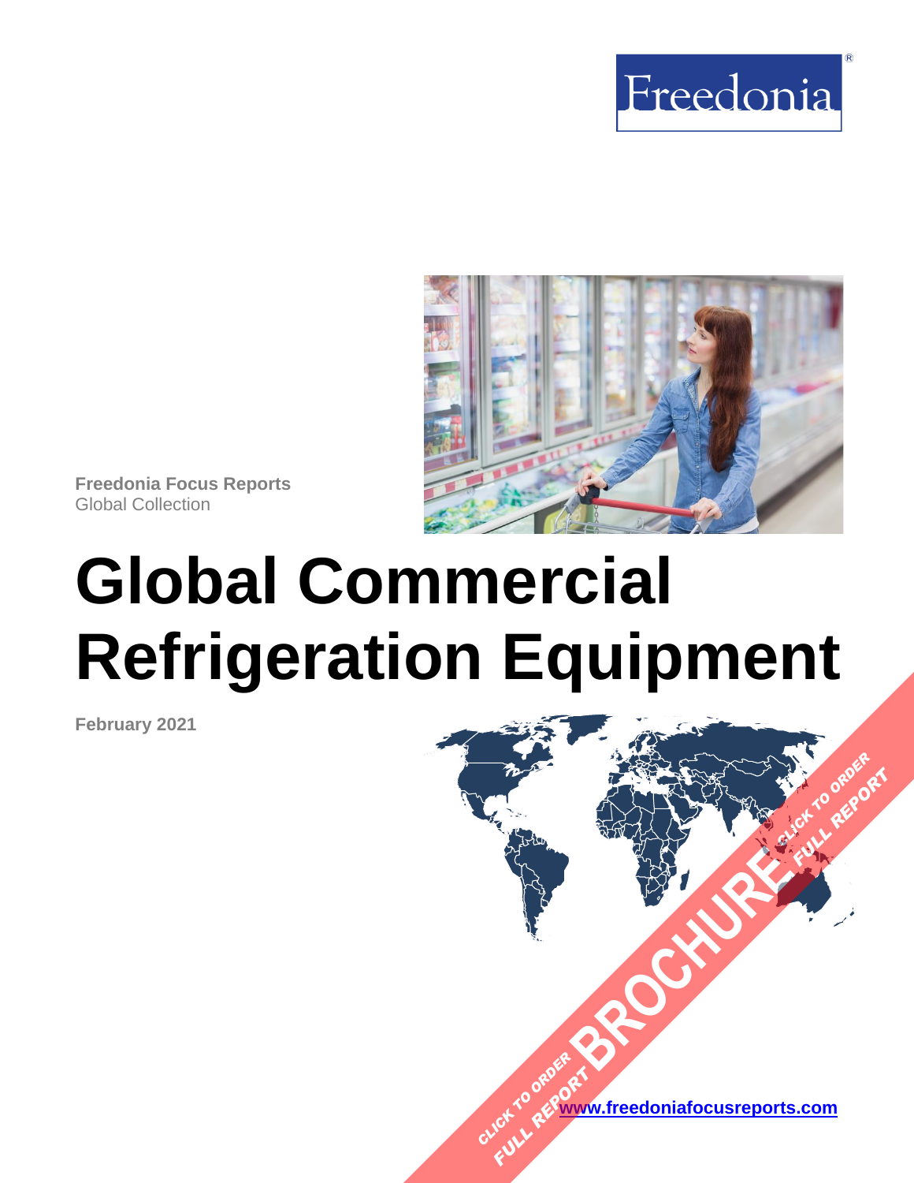Freedonia

**Freedonia Focus Reports**
Global Collection

# Global Commercial Refrigeration Equipment

**February 2021**

CLICK TO ORDER FULL REPORT

BROCHURE

CLICK TO ORDER FULL REPORT

[www.freedoniafocusreports.com](http://www.freedoniafocusreports.com)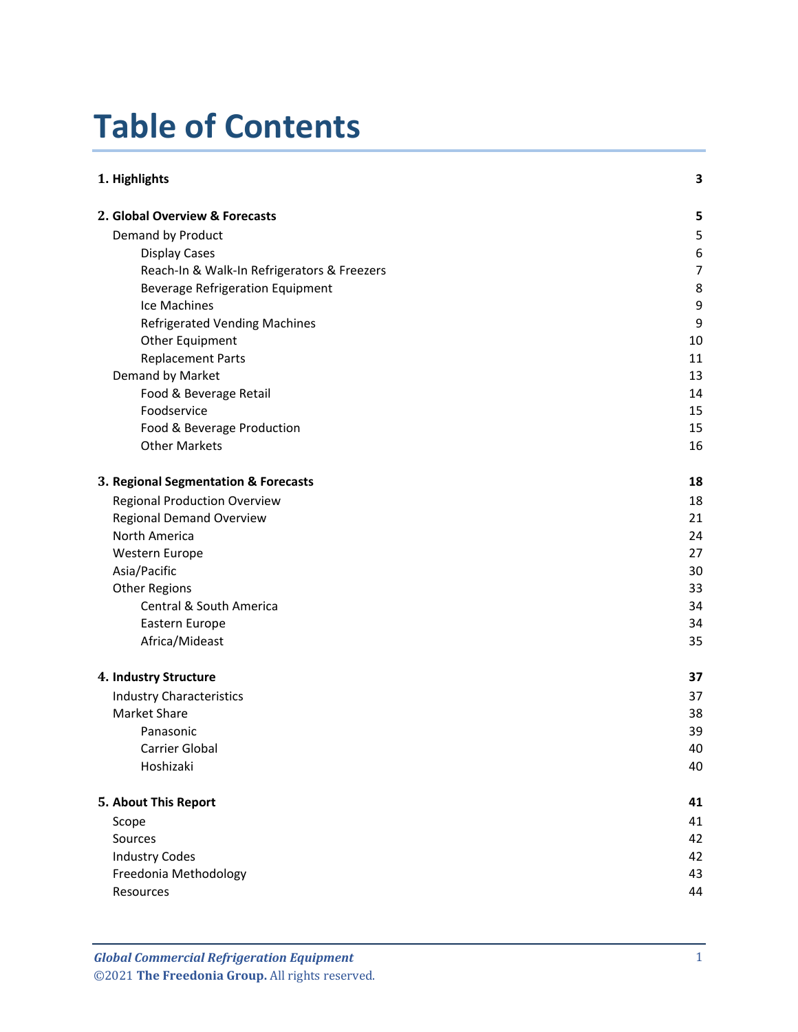# Table of Contents

| | |
|---|---|
| **1. Highlights** | **3** |
| **2. Global Overview & Forecasts** | **5** |
| Demand by Product | 5 |
| Display Cases | 6 |
| Reach-In & Walk-In Refrigerators & Freezers | 7 |
| Beverage Refrigeration Equipment | 8 |
| Ice Machines | 9 |
| Refrigerated Vending Machines | 9 |
| Other Equipment | 10 |
| Replacement Parts | 11 |
| Demand by Market | 13 |
| Food & Beverage Retail | 14 |
| Foodservice | 15 |
| Food & Beverage Production | 15 |
| Other Markets | 16 |
| **3. Regional Segmentation & Forecasts** | **18** |
| Regional Production Overview | 18 |
| Regional Demand Overview | 21 |
| North America | 24 |
| Western Europe | 27 |
| Asia/Pacific | 30 |
| Other Regions | 33 |
| Central & South America | 34 |
| Eastern Europe | 34 |
| Africa/Mideast | 35 |
| **4. Industry Structure** | **37** |
| Industry Characteristics | 37 |
| Market Share | 38 |
| Panasonic | 39 |
| Carrier Global | 40 |
| Hoshizaki | 40 |
| **5. About This Report** | **41** |
| Scope | 41 |
| Sources | 42 |
| Industry Codes | 42 |
| Freedonia Methodology | 43 |
| Resources | 44 |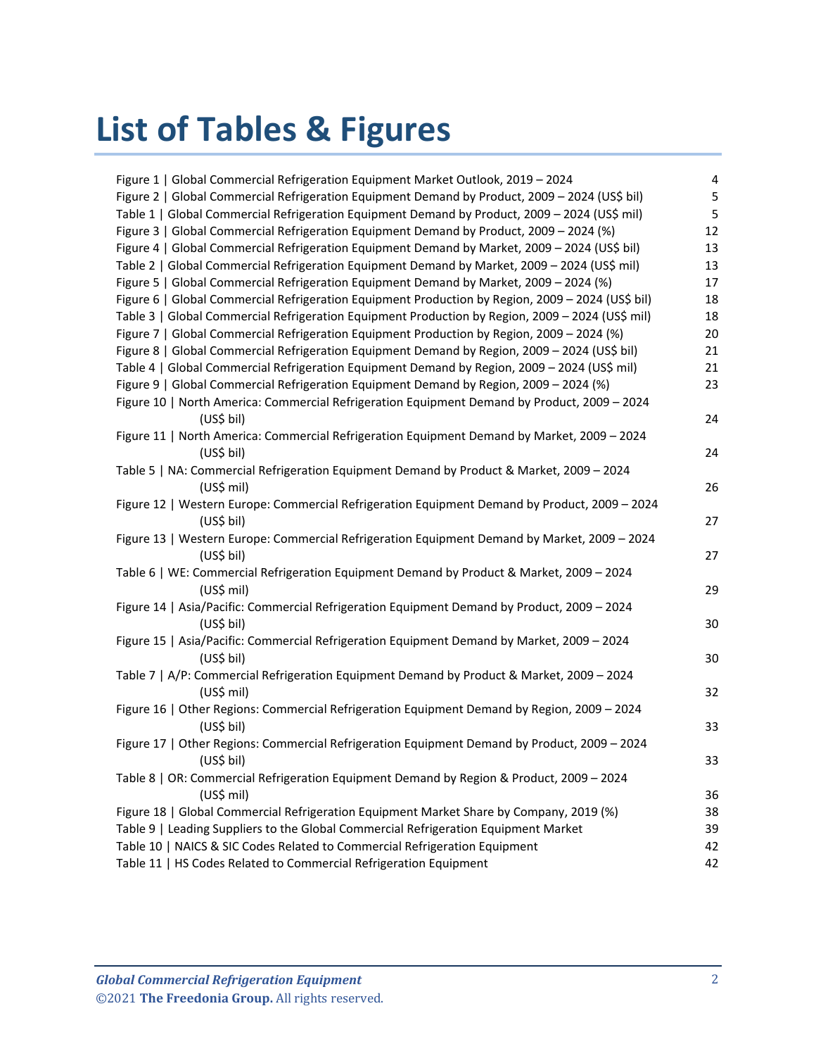# List of Tables & Figures

| | |
|---|---|
| Figure 1 \| Global Commercial Refrigeration Equipment Market Outlook, 2019 – 2024 | 4 |
| Figure 2 \| Global Commercial Refrigeration Equipment Demand by Product, 2009 – 2024 (US$ bil) | 5 |
| Table 1 \| Global Commercial Refrigeration Equipment Demand by Product, 2009 – 2024 (US$ mil) | 5 |
| Figure 3 \| Global Commercial Refrigeration Equipment Demand by Product, 2009 – 2024 (%) | 12 |
| Figure 4 \| Global Commercial Refrigeration Equipment Demand by Market, 2009 – 2024 (US$ bil) | 13 |
| Table 2 \| Global Commercial Refrigeration Equipment Demand by Market, 2009 – 2024 (US$ mil) | 13 |
| Figure 5 \| Global Commercial Refrigeration Equipment Demand by Market, 2009 – 2024 (%) | 17 |
| Figure 6 \| Global Commercial Refrigeration Equipment Production by Region, 2009 – 2024 (US$ bil) | 18 |
| Table 3 \| Global Commercial Refrigeration Equipment Production by Region, 2009 – 2024 (US$ mil) | 18 |
| Figure 7 \| Global Commercial Refrigeration Equipment Production by Region, 2009 – 2024 (%) | 20 |
| Figure 8 \| Global Commercial Refrigeration Equipment Demand by Region, 2009 – 2024 (US$ bil) | 21 |
| Table 4 \| Global Commercial Refrigeration Equipment Demand by Region, 2009 – 2024 (US$ mil) | 21 |
| Figure 9 \| Global Commercial Refrigeration Equipment Demand by Region, 2009 – 2024 (%) | 23 |
| Figure 10 \| North America: Commercial Refrigeration Equipment Demand by Product, 2009 – 2024 (US$ bil) | 24 |
| Figure 11 \| North America: Commercial Refrigeration Equipment Demand by Market, 2009 – 2024 (US$ bil) | 24 |
| Table 5 \| NA: Commercial Refrigeration Equipment Demand by Product & Market, 2009 – 2024 (US$ mil) | 26 |
| Figure 12 \| Western Europe: Commercial Refrigeration Equipment Demand by Product, 2009 – 2024 (US$ bil) | 27 |
| Figure 13 \| Western Europe: Commercial Refrigeration Equipment Demand by Market, 2009 – 2024 (US$ bil) | 27 |
| Table 6 \| WE: Commercial Refrigeration Equipment Demand by Product & Market, 2009 – 2024 (US$ mil) | 29 |
| Figure 14 \| Asia/Pacific: Commercial Refrigeration Equipment Demand by Product, 2009 – 2024 (US$ bil) | 30 |
| Figure 15 \| Asia/Pacific: Commercial Refrigeration Equipment Demand by Market, 2009 – 2024 (US$ bil) | 30 |
| Table 7 \| A/P: Commercial Refrigeration Equipment Demand by Product & Market, 2009 – 2024 (US$ mil) | 32 |
| Figure 16 \| Other Regions: Commercial Refrigeration Equipment Demand by Region, 2009 – 2024 (US$ bil) | 33 |
| Figure 17 \| Other Regions: Commercial Refrigeration Equipment Demand by Product, 2009 – 2024 (US$ bil) | 33 |
| Table 8 \| OR: Commercial Refrigeration Equipment Demand by Region & Product, 2009 – 2024 (US$ mil) | 36 |
| Figure 18 \| Global Commercial Refrigeration Equipment Market Share by Company, 2019 (%) | 38 |
| Table 9 \| Leading Suppliers to the Global Commercial Refrigeration Equipment Market | 39 |
| Table 10 \| NAICS & SIC Codes Related to Commercial Refrigeration Equipment | 42 |
| Table 11 \| HS Codes Related to Commercial Refrigeration Equipment | 42 |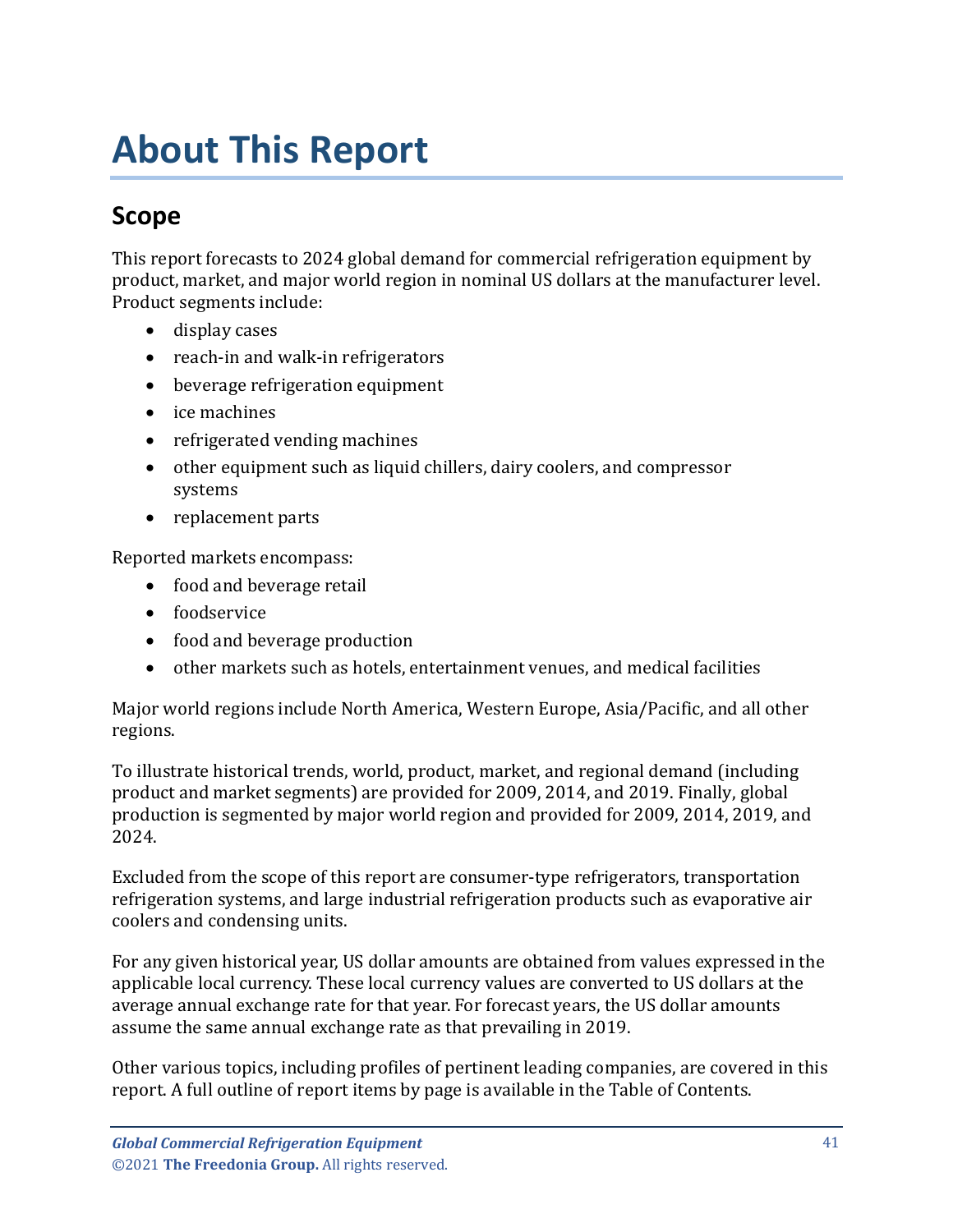# About This Report

## Scope

This report forecasts to 2024 global demand for commercial refrigeration equipment by product, market, and major world region in nominal US dollars at the manufacturer level. Product segments include:

- display cases
- reach-in and walk-in refrigerators
- beverage refrigeration equipment
- ice machines
- refrigerated vending machines
- other equipment such as liquid chillers, dairy coolers, and compressor systems
- replacement parts

Reported markets encompass:

- food and beverage retail
- foodservice
- food and beverage production
- other markets such as hotels, entertainment venues, and medical facilities

Major world regions include North America, Western Europe, Asia/Pacific, and all other regions.

To illustrate historical trends, world, product, market, and regional demand (including product and market segments) are provided for 2009, 2014, and 2019. Finally, global production is segmented by major world region and provided for 2009, 2014, 2019, and 2024.

Excluded from the scope of this report are consumer-type refrigerators, transportation refrigeration systems, and large industrial refrigeration products such as evaporative air coolers and condensing units.

For any given historical year, US dollar amounts are obtained from values expressed in the applicable local currency. These local currency values are converted to US dollars at the average annual exchange rate for that year. For forecast years, the US dollar amounts assume the same annual exchange rate as that prevailing in 2019.

Other various topics, including profiles of pertinent leading companies, are covered in this report. A full outline of report items by page is available in the Table of Contents.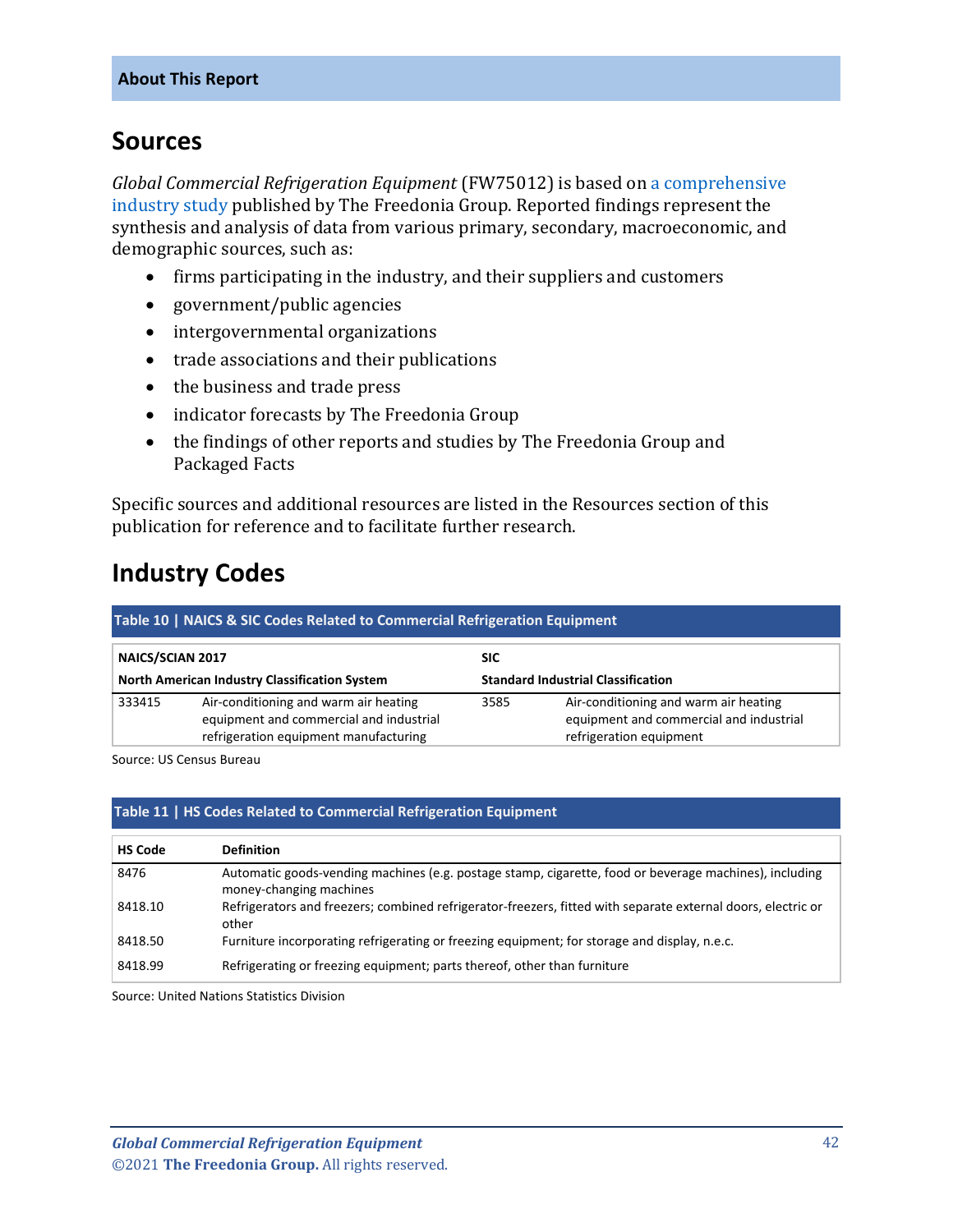**About This Report**

## Sources

*Global Commercial Refrigeration Equipment* (FW75012) is based on a comprehensive industry study published by The Freedonia Group. Reported findings represent the synthesis and analysis of data from various primary, secondary, macroeconomic, and demographic sources, such as:

- firms participating in the industry, and their suppliers and customers
- government/public agencies
- intergovernmental organizations
- trade associations and their publications
- the business and trade press
- indicator forecasts by The Freedonia Group
- the findings of other reports and studies by The Freedonia Group and Packaged Facts

Specific sources and additional resources are listed in the Resources section of this publication for reference and to facilitate further research.

## Industry Codes

**Table 10 | NAICS & SIC Codes Related to Commercial Refrigeration Equipment**

| **NAICS/SCIAN 2017** | | **SIC** | |
|---|---|---|---|
| **North American Industry Classification System** | | **Standard Industrial Classification** | |
| 333415 | Air-conditioning and warm air heating equipment and commercial and industrial refrigeration equipment manufacturing | 3585 | Air-conditioning and warm air heating equipment and commercial and industrial refrigeration equipment |

Source: US Census Bureau

**Table 11 | HS Codes Related to Commercial Refrigeration Equipment**

| HS Code | Definition |
|---|---|
| 8476 | Automatic goods-vending machines (e.g. postage stamp, cigarette, food or beverage machines), including money-changing machines |
| 8418.10 | Refrigerators and freezers; combined refrigerator-freezers, fitted with separate external doors, electric or other |
| 8418.50 | Furniture incorporating refrigerating or freezing equipment; for storage and display, n.e.c. |
| 8418.99 | Refrigerating or freezing equipment; parts thereof, other than furniture |

Source: United Nations Statistics Division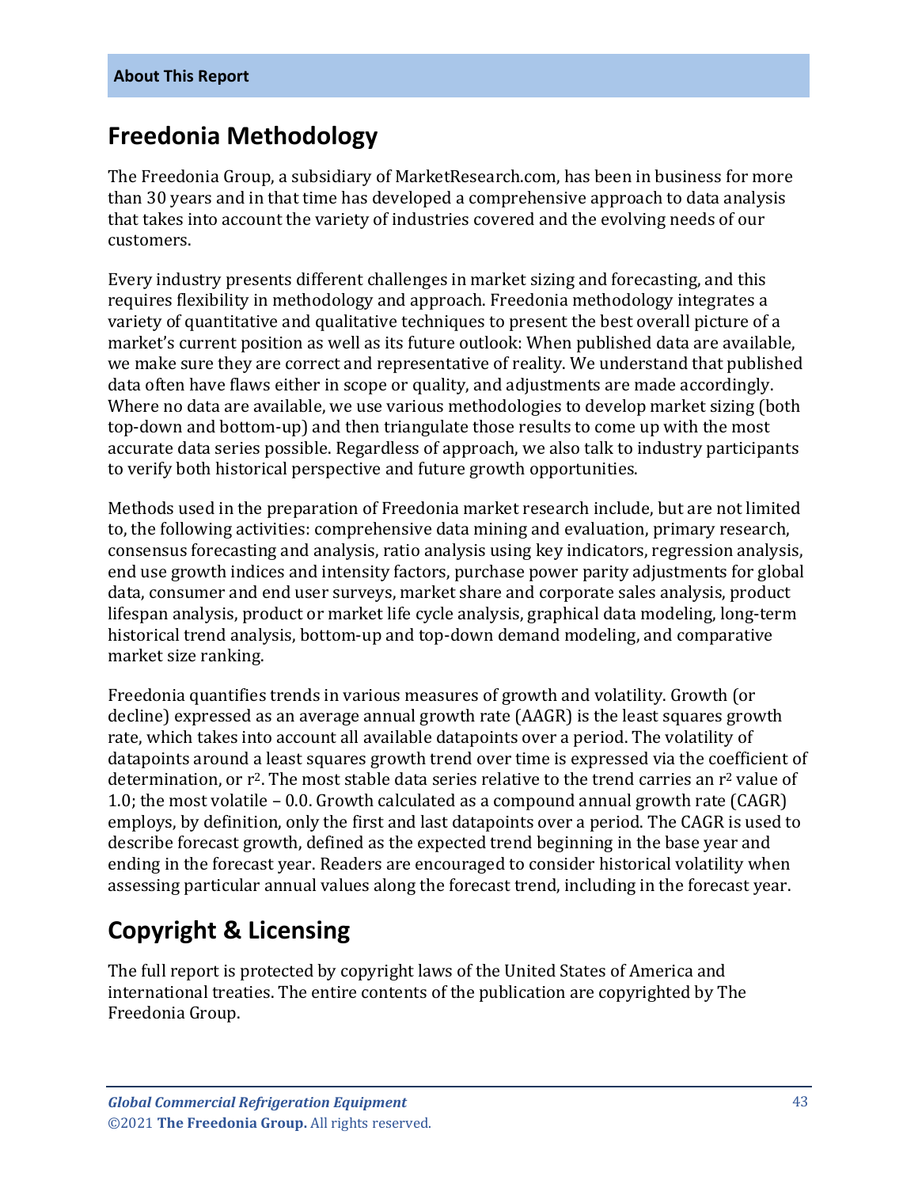## Freedonia Methodology

The Freedonia Group, a subsidiary of MarketResearch.com, has been in business for more than 30 years and in that time has developed a comprehensive approach to data analysis that takes into account the variety of industries covered and the evolving needs of our customers.

Every industry presents different challenges in market sizing and forecasting, and this requires flexibility in methodology and approach. Freedonia methodology integrates a variety of quantitative and qualitative techniques to present the best overall picture of a market's current position as well as its future outlook: When published data are available, we make sure they are correct and representative of reality. We understand that published data often have flaws either in scope or quality, and adjustments are made accordingly. Where no data are available, we use various methodologies to develop market sizing (both top-down and bottom-up) and then triangulate those results to come up with the most accurate data series possible. Regardless of approach, we also talk to industry participants to verify both historical perspective and future growth opportunities.

Methods used in the preparation of Freedonia market research include, but are not limited to, the following activities: comprehensive data mining and evaluation, primary research, consensus forecasting and analysis, ratio analysis using key indicators, regression analysis, end use growth indices and intensity factors, purchase power parity adjustments for global data, consumer and end user surveys, market share and corporate sales analysis, product lifespan analysis, product or market life cycle analysis, graphical data modeling, long-term historical trend analysis, bottom-up and top-down demand modeling, and comparative market size ranking.

Freedonia quantifies trends in various measures of growth and volatility. Growth (or decline) expressed as an average annual growth rate (AAGR) is the least squares growth rate, which takes into account all available datapoints over a period. The volatility of datapoints around a least squares growth trend over time is expressed via the coefficient of determination, or $r^2$. The most stable data series relative to the trend carries an $r^2$ value of 1.0; the most volatile – 0.0. Growth calculated as a compound annual growth rate (CAGR) employs, by definition, only the first and last datapoints over a period. The CAGR is used to describe forecast growth, defined as the expected trend beginning in the base year and ending in the forecast year. Readers are encouraged to consider historical volatility when assessing particular annual values along the forecast trend, including in the forecast year.

## Copyright & Licensing

The full report is protected by copyright laws of the United States of America and international treaties. The entire contents of the publication are copyrighted by The Freedonia Group.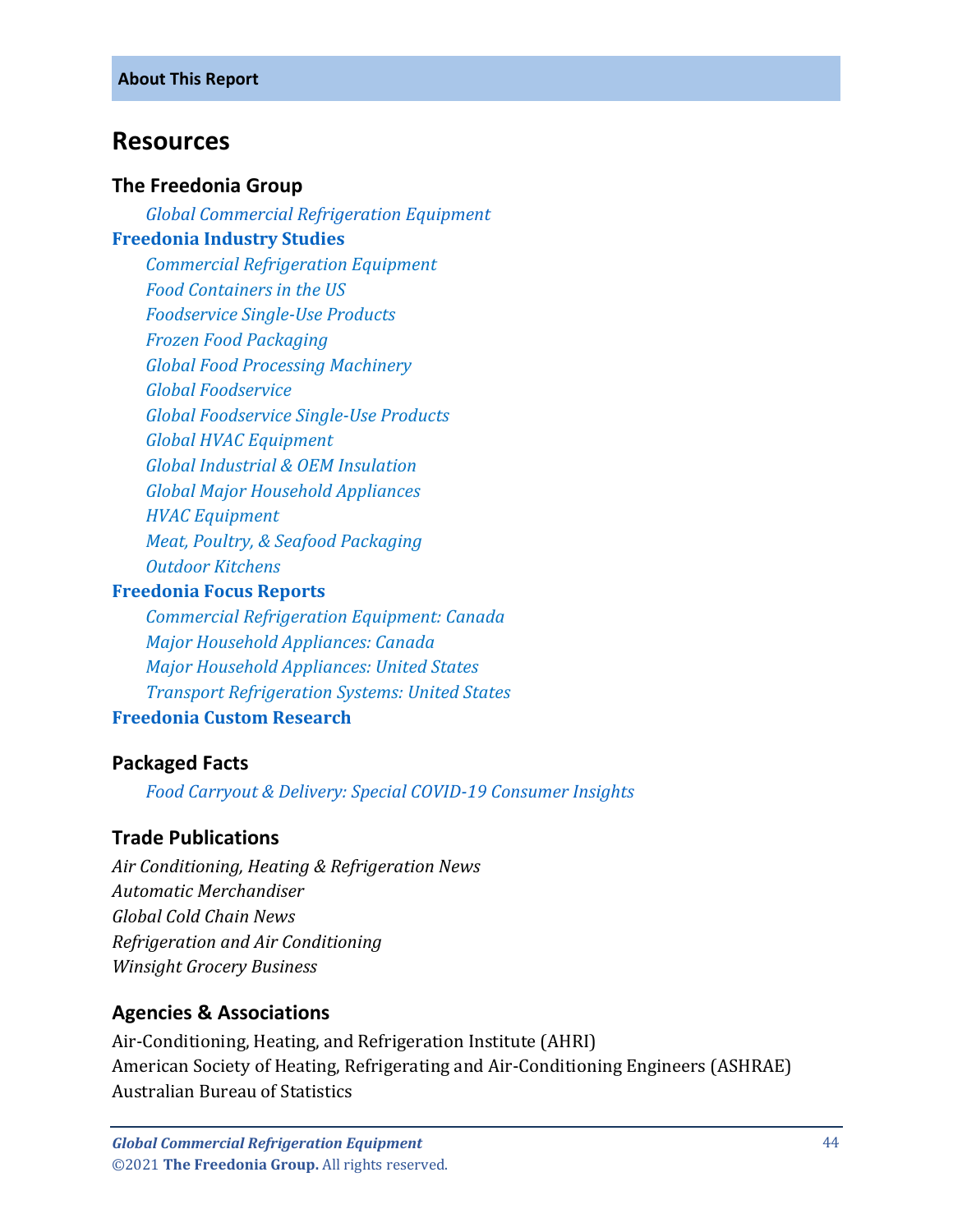**About This Report**

# Resources

## The Freedonia Group

*Global Commercial Refrigeration Equipment*

**Freedonia Industry Studies**

*Commercial Refrigeration Equipment*
*Food Containers in the US*
*Foodservice Single-Use Products*
*Frozen Food Packaging*
*Global Food Processing Machinery*
*Global Foodservice*
*Global Foodservice Single-Use Products*
*Global HVAC Equipment*
*Global Industrial & OEM Insulation*
*Global Major Household Appliances*
*HVAC Equipment*
*Meat, Poultry, & Seafood Packaging*
*Outdoor Kitchens*

**Freedonia Focus Reports**

*Commercial Refrigeration Equipment: Canada*
*Major Household Appliances: Canada*
*Major Household Appliances: United States*
*Transport Refrigeration Systems: United States*

**Freedonia Custom Research**

## Packaged Facts

*Food Carryout & Delivery: Special COVID-19 Consumer Insights*

## Trade Publications

*Air Conditioning, Heating & Refrigeration News*
*Automatic Merchandiser*
*Global Cold Chain News*
*Refrigeration and Air Conditioning*
*Winsight Grocery Business*

## Agencies & Associations

Air-Conditioning, Heating, and Refrigeration Institute (AHRI)
American Society of Heating, Refrigerating and Air-Conditioning Engineers (ASHRAE)
Australian Bureau of Statistics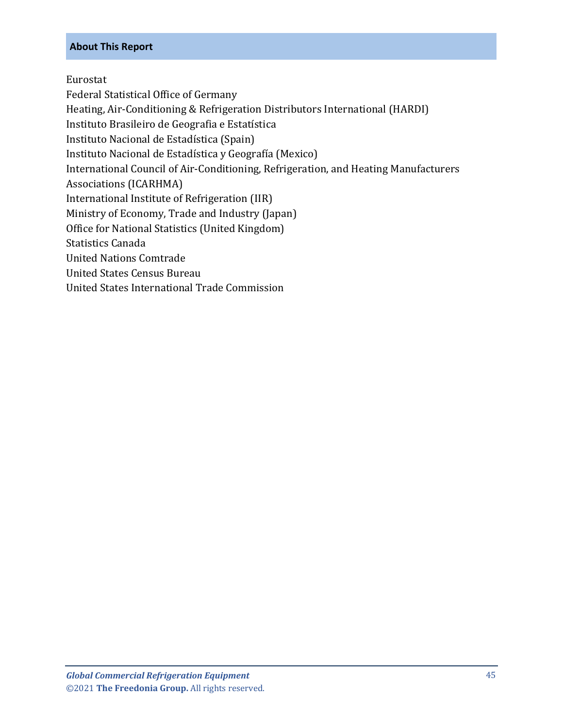## About This Report

Eurostat
Federal Statistical Office of Germany
Heating, Air-Conditioning & Refrigeration Distributors International (HARDI)
Instituto Brasileiro de Geografia e Estatística
Instituto Nacional de Estadística (Spain)
Instituto Nacional de Estadística y Geografía (Mexico)
International Council of Air-Conditioning, Refrigeration, and Heating Manufacturers Associations (ICARHMA)
International Institute of Refrigeration (IIR)
Ministry of Economy, Trade and Industry (Japan)
Office for National Statistics (United Kingdom)
Statistics Canada
United Nations Comtrade
United States Census Bureau
United States International Trade Commission